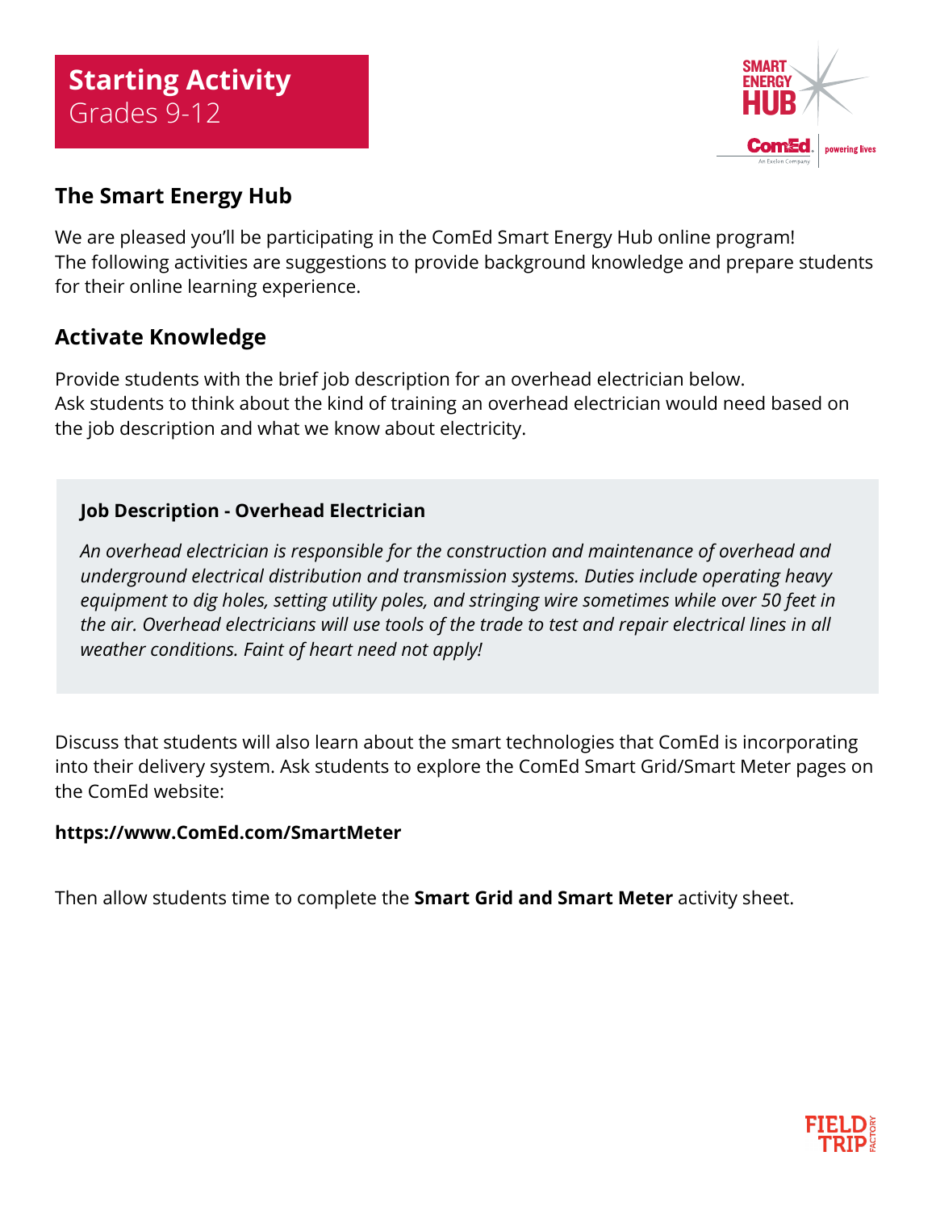# Starting Activity
Grades 9-12

## The Smart Energy Hub

We are pleased you'll be participating in the ComEd Smart Energy Hub online program! The following activities are suggestions to provide background knowledge and prepare students for their online learning experience.

## Activate Knowledge

Provide students with the brief job description for an overhead electrician below. Ask students to think about the kind of training an overhead electrician would need based on the job description and what we know about electricity.

> **Job Description - Overhead Electrician**
>
> *An overhead electrician is responsible for the construction and maintenance of overhead and underground electrical distribution and transmission systems. Duties include operating heavy equipment to dig holes, setting utility poles, and stringing wire sometimes while over 50 feet in the air. Overhead electricians will use tools of the trade to test and repair electrical lines in all weather conditions. Faint of heart need not apply!*

Discuss that students will also learn about the smart technologies that ComEd is incorporating into their delivery system. Ask students to explore the ComEd Smart Grid/Smart Meter pages on the ComEd website:

**https://www.ComEd.com/SmartMeter**

Then allow students time to complete the **Smart Grid and Smart Meter** activity sheet.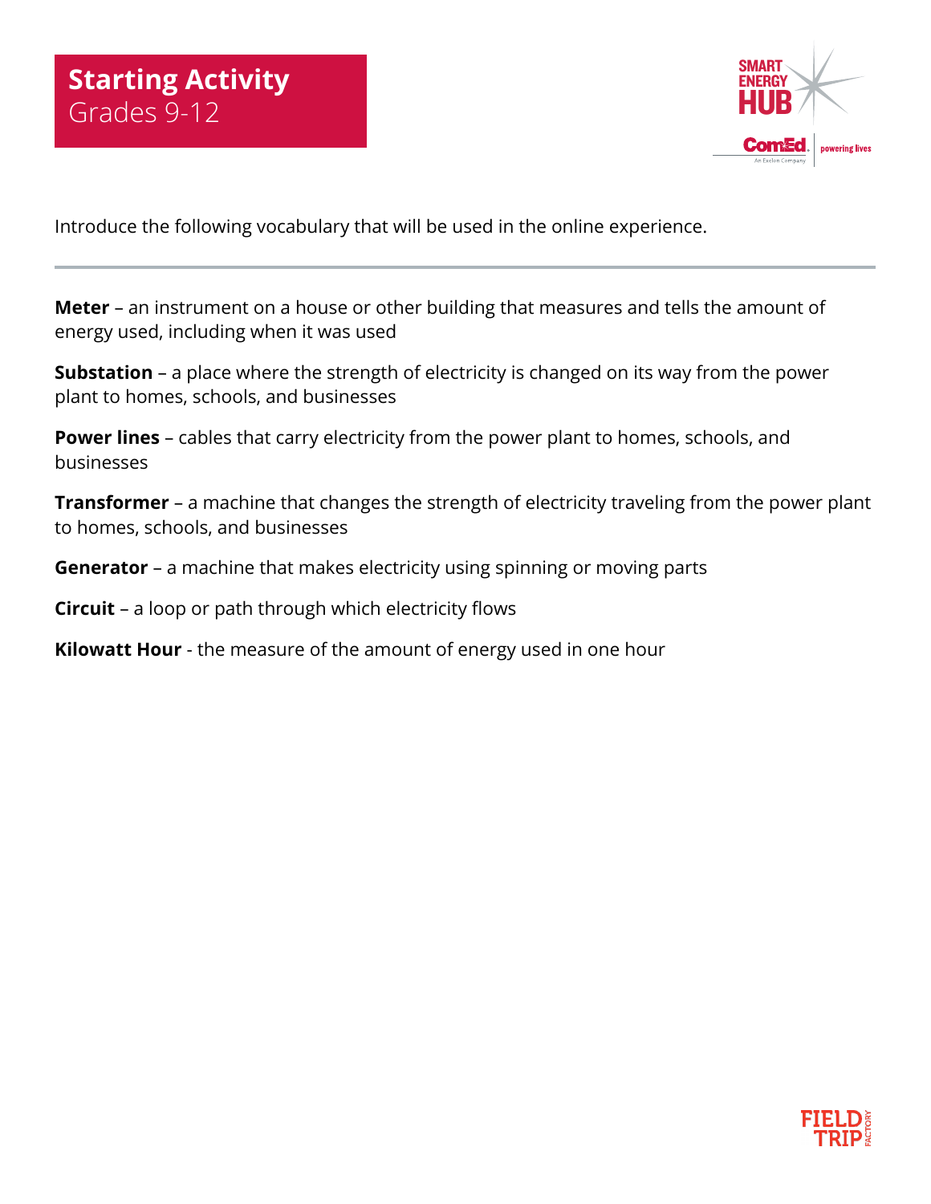# Starting Activity
## Grades 9-12

Introduce the following vocabulary that will be used in the online experience.

---

**Meter** – an instrument on a house or other building that measures and tells the amount of energy used, including when it was used

**Substation** – a place where the strength of electricity is changed on its way from the power plant to homes, schools, and businesses

**Power lines** – cables that carry electricity from the power plant to homes, schools, and businesses

**Transformer** – a machine that changes the strength of electricity traveling from the power plant to homes, schools, and businesses

**Generator** – a machine that makes electricity using spinning or moving parts

**Circuit** – a loop or path through which electricity flows

**Kilowatt Hour** - the measure of the amount of energy used in one hour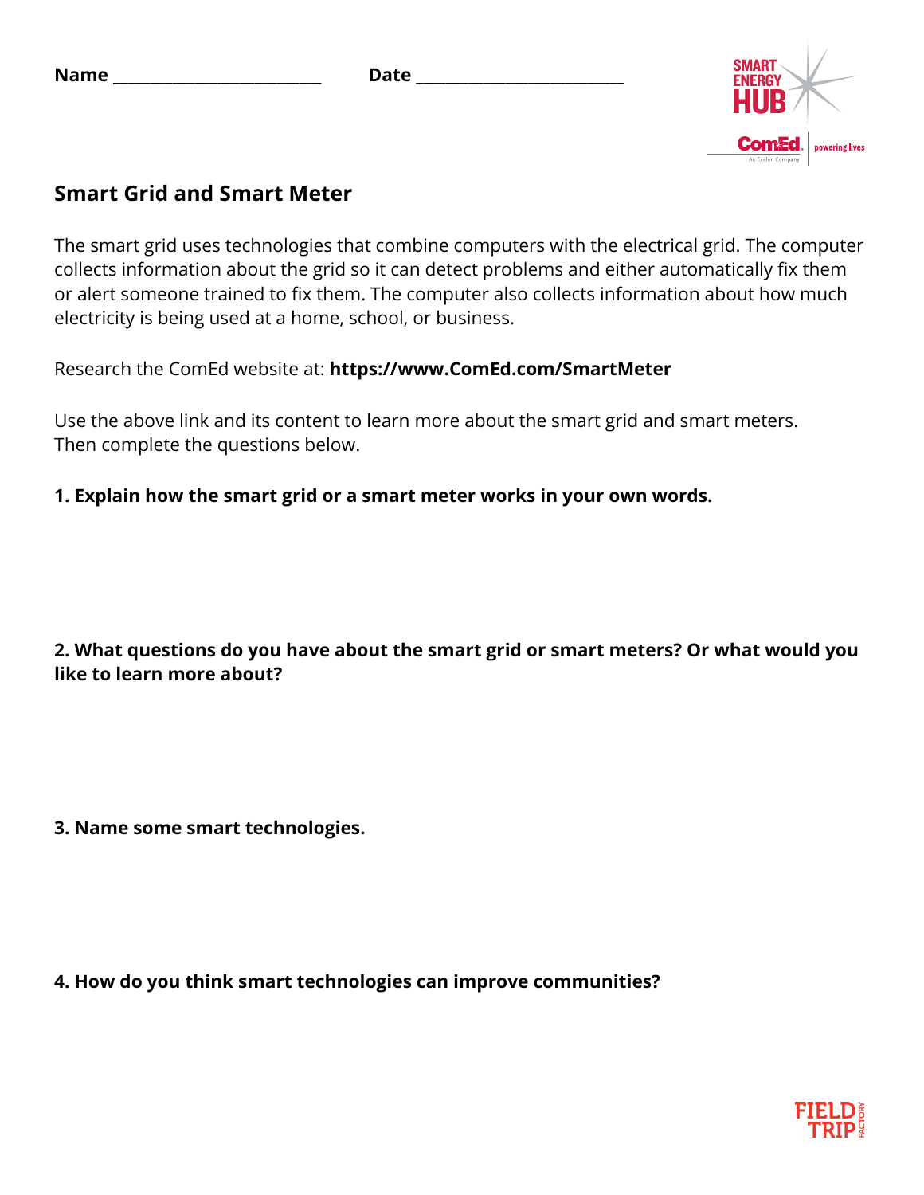Name ________________________ Date ________________________

## Smart Grid and Smart Meter

The smart grid uses technologies that combine computers with the electrical grid. The computer collects information about the grid so it can detect problems and either automatically fix them or alert someone trained to fix them. The computer also collects information about how much electricity is being used at a home, school, or business.

Research the ComEd website at: **https://www.ComEd.com/SmartMeter**

Use the above link and its content to learn more about the smart grid and smart meters. Then complete the questions below.

**1. Explain how the smart grid or a smart meter works in your own words.**

**2. What questions do you have about the smart grid or smart meters? Or what would you like to learn more about?**

**3. Name some smart technologies.**

**4. How do you think smart technologies can improve communities?**